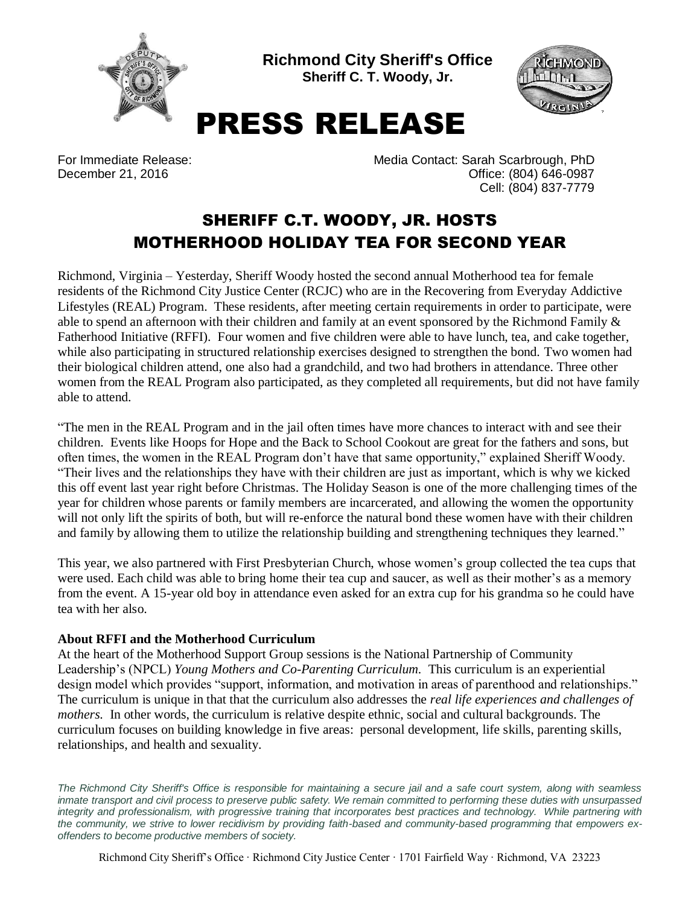**Richmond City Sheriff's Office**
**Sheriff C. T. Woody, Jr.**

# PRESS RELEASE

For Immediate Release:
December 21, 2016

Media Contact: Sarah Scarbrough, PhD
Office: (804) 646-0987
Cell: (804) 837-7779

## SHERIFF C.T. WOODY, JR. HOSTS MOTHERHOOD HOLIDAY TEA FOR SECOND YEAR

Richmond, Virginia – Yesterday, Sheriff Woody hosted the second annual Motherhood tea for female residents of the Richmond City Justice Center (RCJC) who are in the Recovering from Everyday Addictive Lifestyles (REAL) Program. These residents, after meeting certain requirements in order to participate, were able to spend an afternoon with their children and family at an event sponsored by the Richmond Family & Fatherhood Initiative (RFFI). Four women and five children were able to have lunch, tea, and cake together, while also participating in structured relationship exercises designed to strengthen the bond. Two women had their biological children attend, one also had a grandchild, and two had brothers in attendance. Three other women from the REAL Program also participated, as they completed all requirements, but did not have family able to attend.

"The men in the REAL Program and in the jail often times have more chances to interact with and see their children. Events like Hoops for Hope and the Back to School Cookout are great for the fathers and sons, but often times, the women in the REAL Program don't have that same opportunity," explained Sheriff Woody. "Their lives and the relationships they have with their children are just as important, which is why we kicked this off event last year right before Christmas. The Holiday Season is one of the more challenging times of the year for children whose parents or family members are incarcerated, and allowing the women the opportunity will not only lift the spirits of both, but will re-enforce the natural bond these women have with their children and family by allowing them to utilize the relationship building and strengthening techniques they learned."

This year, we also partnered with First Presbyterian Church, whose women's group collected the tea cups that were used. Each child was able to bring home their tea cup and saucer, as well as their mother's as a memory from the event. A 15-year old boy in attendance even asked for an extra cup for his grandma so he could have tea with her also.

**About RFFI and the Motherhood Curriculum**

At the heart of the Motherhood Support Group sessions is the National Partnership of Community Leadership's (NPCL) *Young Mothers and Co-Parenting Curriculum*. This curriculum is an experiential design model which provides "support, information, and motivation in areas of parenthood and relationships." The curriculum is unique in that that the curriculum also addresses the *real life experiences and challenges of mothers.* In other words, the curriculum is relative despite ethnic, social and cultural backgrounds. The curriculum focuses on building knowledge in five areas: personal development, life skills, parenting skills, relationships, and health and sexuality.

*The Richmond City Sheriff's Office is responsible for maintaining a secure jail and a safe court system, along with seamless inmate transport and civil process to preserve public safety. We remain committed to performing these duties with unsurpassed integrity and professionalism, with progressive training that incorporates best practices and technology. While partnering with the community, we strive to lower recidivism by providing faith-based and community-based programming that empowers ex-offenders to become productive members of society.*

Richmond City Sheriff's Office · Richmond City Justice Center · 1701 Fairfield Way · Richmond, VA 23223